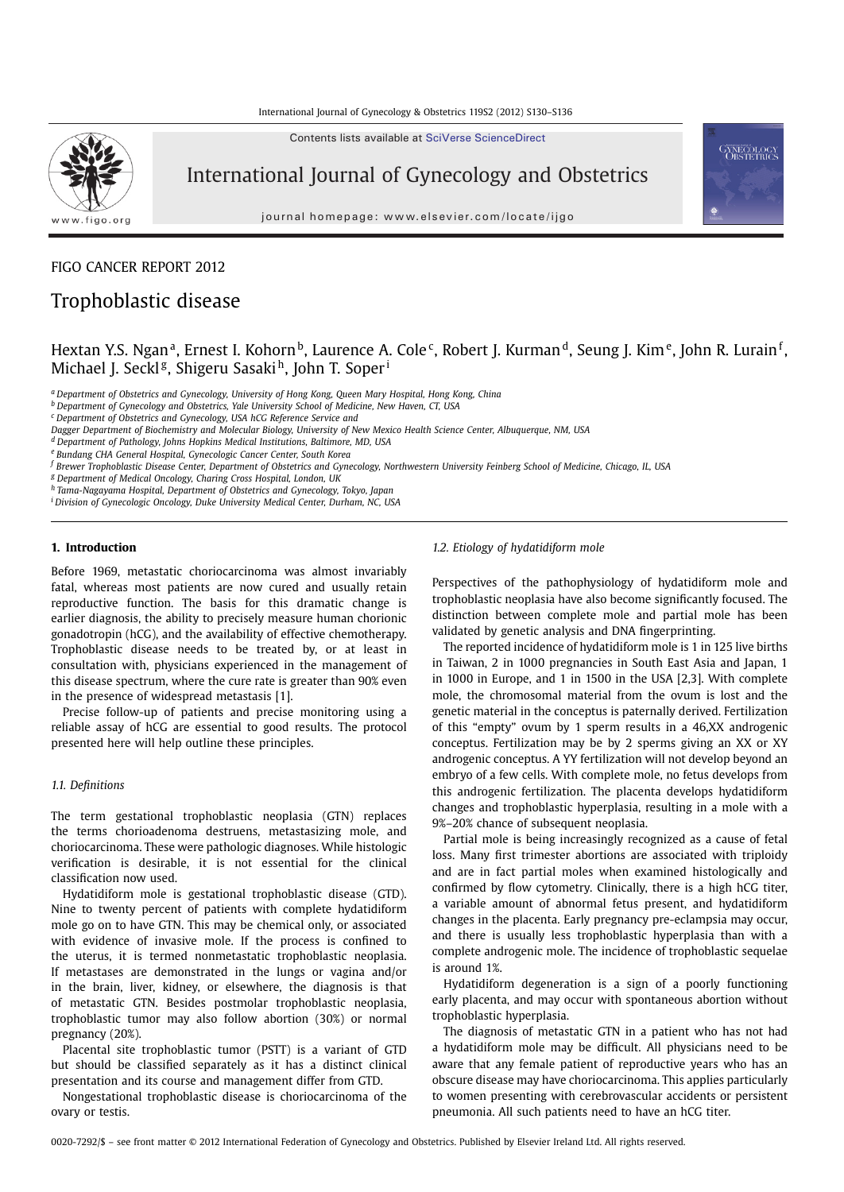FIGO CANCER REPORT 2012

# Trophoblastic disease

Hextan Y.S. Ngan [a], Ernest I. Kohorn [b], Laurence A. Cole [c], Robert J. Kurman [d], Seung J. Kim [e], John R. Lurain [f], Michael J. Seckl [g], Shigeru Sasaki [h], John T. Soper [i]

[a] Department of Obstetrics and Gynecology, University of Hong Kong, Queen Mary Hospital, Hong Kong, China

[b] Department of Gynecology and Obstetrics, Yale University School of Medicine, New Haven, CT, USA

[c] Department of Obstetrics and Gynecology, USA hCG Reference Service and Dagger Department of Biochemistry and Molecular Biology, University of New Mexico Health Science Center, Albuquerque, NM, USA

[d] Department of Pathology, Johns Hopkins Medical Institutions, Baltimore, MD, USA

[e] Bundang CHA General Hospital, Gynecologic Cancer Center, South Korea

[f] Brewer Trophoblastic Disease Center, Department of Obstetrics and Gynecology, Northwestern University Feinberg School of Medicine, Chicago, IL, USA

[g] Department of Medical Oncology, Charing Cross Hospital, London, UK

[h] Tama-Nagayama Hospital, Department of Obstetrics and Gynecology, Tokyo, Japan

[i] Division of Gynecologic Oncology, Duke University Medical Center, Durham, NC, USA

## 1. Introduction

Before 1969, metastatic choriocarcinoma was almost invariably fatal, whereas most patients are now cured and usually retain reproductive function. The basis for this dramatic change is earlier diagnosis, the ability to precisely measure human chorionic gonadotropin (hCG), and the availability of effective chemotherapy. Trophoblastic disease needs to be treated by, or at least in consultation with, physicians experienced in the management of this disease spectrum, where the cure rate is greater than 90% even in the presence of widespread metastasis [1].

Precise follow-up of patients and precise monitoring using a reliable assay of hCG are essential to good results. The protocol presented here will help outline these principles.

### 1.1. Definitions

The term gestational trophoblastic neoplasia (GTN) replaces the terms chorioadenoma destruens, metastasizing mole, and choriocarcinoma. These were pathologic diagnoses. While histologic verification is desirable, it is not essential for the clinical classification now used.

Hydatidiform mole is gestational trophoblastic disease (GTD). Nine to twenty percent of patients with complete hydatidiform mole go on to have GTN. This may be chemical only, or associated with evidence of invasive mole. If the process is confined to the uterus, it is termed nonmetastatic trophoblastic neoplasia. If metastases are demonstrated in the lungs or vagina and/or in the brain, liver, kidney, or elsewhere, the diagnosis is that of metastatic GTN. Besides postmolar trophoblastic neoplasia, trophoblastic tumor may also follow abortion (30%) or normal pregnancy (20%).

Placental site trophoblastic tumor (PSTT) is a variant of GTD but should be classified separately as it has a distinct clinical presentation and its course and management differ from GTD.

Nongestational trophoblastic disease is choriocarcinoma of the ovary or testis.

### 1.2. Etiology of hydatidiform mole

Perspectives of the pathophysiology of hydatidiform mole and trophoblastic neoplasia have also become significantly focused. The distinction between complete mole and partial mole has been validated by genetic analysis and DNA fingerprinting.

The reported incidence of hydatidiform mole is 1 in 125 live births in Taiwan, 2 in 1000 pregnancies in South East Asia and Japan, 1 in 1000 in Europe, and 1 in 1500 in the USA [2,3]. With complete mole, the chromosomal material from the ovum is lost and the genetic material in the conceptus is paternally derived. Fertilization of this "empty" ovum by 1 sperm results in a 46,XX androgenic conceptus. Fertilization may be by 2 sperms giving an XX or XY androgenic conceptus. A YY fertilization will not develop beyond an embryo of a few cells. With complete mole, no fetus develops from this androgenic fertilization. The placenta develops hydatidiform changes and trophoblastic hyperplasia, resulting in a mole with a 9%–20% chance of subsequent neoplasia.

Partial mole is being increasingly recognized as a cause of fetal loss. Many first trimester abortions are associated with triploidy and are in fact partial moles when examined histologically and confirmed by flow cytometry. Clinically, there is a high hCG titer, a variable amount of abnormal fetus present, and hydatidiform changes in the placenta. Early pregnancy pre-eclampsia may occur, and there is usually less trophoblastic hyperplasia than with a complete androgenic mole. The incidence of trophoblastic sequelae is around 1%.

Hydatidiform degeneration is a sign of a poorly functioning early placenta, and may occur with spontaneous abortion without trophoblastic hyperplasia.

The diagnosis of metastatic GTN in a patient who has not had a hydatidiform mole may be difficult. All physicians need to be aware that any female patient of reproductive years who has an obscure disease may have choriocarcinoma. This applies particularly to women presenting with cerebrovascular accidents or persistent pneumonia. All such patients need to have an hCG titer.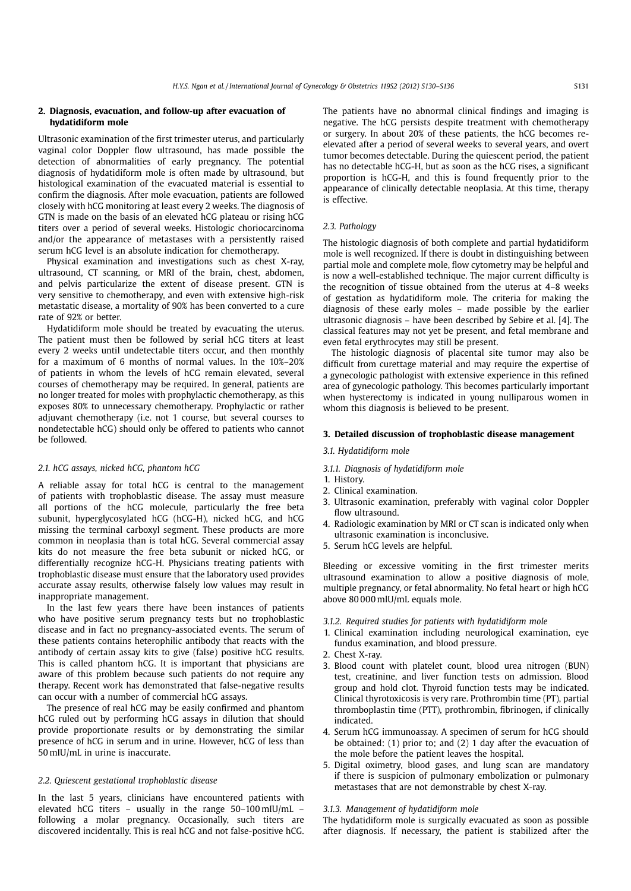## 2. Diagnosis, evacuation, and follow-up after evacuation of hydatidiform mole

Ultrasonic examination of the first trimester uterus, and particularly vaginal color Doppler flow ultrasound, has made possible the detection of abnormalities of early pregnancy. The potential diagnosis of hydatidiform mole is often made by ultrasound, but histological examination of the evacuated material is essential to confirm the diagnosis. After mole evacuation, patients are followed closely with hCG monitoring at least every 2 weeks. The diagnosis of GTN is made on the basis of an elevated hCG plateau or rising hCG titers over a period of several weeks. Histologic choriocarcinoma and/or the appearance of metastases with a persistently raised serum hCG level is an absolute indication for chemotherapy.

Physical examination and investigations such as chest X-ray, ultrasound, CT scanning, or MRI of the brain, chest, abdomen, and pelvis particularize the extent of disease present. GTN is very sensitive to chemotherapy, and even with extensive high-risk metastatic disease, a mortality of 90% has been converted to a cure rate of 92% or better.

Hydatidiform mole should be treated by evacuating the uterus. The patient must then be followed by serial hCG titers at least every 2 weeks until undetectable titers occur, and then monthly for a maximum of 6 months of normal values. In the 10%–20% of patients in whom the levels of hCG remain elevated, several courses of chemotherapy may be required. In general, patients are no longer treated for moles with prophylactic chemotherapy, as this exposes 80% to unnecessary chemotherapy. Prophylactic or rather adjuvant chemotherapy (i.e. not 1 course, but several courses to nondetectable hCG) should only be offered to patients who cannot be followed.

### 2.1. hCG assays, nicked hCG, phantom hCG

A reliable assay for total hCG is central to the management of patients with trophoblastic disease. The assay must measure all portions of the hCG molecule, particularly the free beta subunit, hyperglycosylated hCG (hCG-H), nicked hCG, and hCG missing the terminal carboxyl segment. These products are more common in neoplasia than is total hCG. Several commercial assay kits do not measure the free beta subunit or nicked hCG, or differentially recognize hCG-H. Physicians treating patients with trophoblastic disease must ensure that the laboratory used provides accurate assay results, otherwise falsely low values may result in inappropriate management.

In the last few years there have been instances of patients who have positive serum pregnancy tests but no trophoblastic disease and in fact no pregnancy-associated events. The serum of these patients contains heterophilic antibody that reacts with the antibody of certain assay kits to give (false) positive hCG results. This is called phantom hCG. It is important that physicians are aware of this problem because such patients do not require any therapy. Recent work has demonstrated that false-negative results can occur with a number of commercial hCG assays.

The presence of real hCG may be easily confirmed and phantom hCG ruled out by performing hCG assays in dilution that should provide proportionate results or by demonstrating the similar presence of hCG in serum and in urine. However, hCG of less than 50 mIU/mL in urine is inaccurate.

### 2.2. Quiescent gestational trophoblastic disease

In the last 5 years, clinicians have encountered patients with elevated hCG titers – usually in the range 50–100 mIU/mL – following a molar pregnancy. Occasionally, such titers are discovered incidentally. This is real hCG and not false-positive hCG. The patients have no abnormal clinical findings and imaging is negative. The hCG persists despite treatment with chemotherapy or surgery. In about 20% of these patients, the hCG becomes re-elevated after a period of several weeks to several years, and overt tumor becomes detectable. During the quiescent period, the patient has no detectable hCG-H, but as soon as the hCG rises, a significant proportion is hCG-H, and this is found frequently prior to the appearance of clinically detectable neoplasia. At this time, therapy is effective.

### 2.3. Pathology

The histologic diagnosis of both complete and partial hydatidiform mole is well recognized. If there is doubt in distinguishing between partial mole and complete mole, flow cytometry may be helpful and is now a well-established technique. The major current difficulty is the recognition of tissue obtained from the uterus at 4–8 weeks of gestation as hydatidiform mole. The criteria for making the diagnosis of these early moles – made possible by the earlier ultrasonic diagnosis – have been described by Sebire et al. [4]. The classical features may not yet be present, and fetal membrane and even fetal erythrocytes may still be present.

The histologic diagnosis of placental site tumor may also be difficult from curettage material and may require the expertise of a gynecologic pathologist with extensive experience in this refined area of gynecologic pathology. This becomes particularly important when hysterectomy is indicated in young nulliparous women in whom this diagnosis is believed to be present.

## 3. Detailed discussion of trophoblastic disease management

### 3.1. Hydatidiform mole

#### 3.1.1. Diagnosis of hydatidiform mole

1. History.
2. Clinical examination.
3. Ultrasonic examination, preferably with vaginal color Doppler flow ultrasound.
4. Radiologic examination by MRI or CT scan is indicated only when ultrasonic examination is inconclusive.
5. Serum hCG levels are helpful.

Bleeding or excessive vomiting in the first trimester merits ultrasound examination to allow a positive diagnosis of mole, multiple pregnancy, or fetal abnormality. No fetal heart or high hCG above 80 000 mIU/mL equals mole.

#### 3.1.2. Required studies for patients with hydatidiform mole

1. Clinical examination including neurological examination, eye fundus examination, and blood pressure.
2. Chest X-ray.
3. Blood count with platelet count, blood urea nitrogen (BUN) test, creatinine, and liver function tests on admission. Blood group and hold clot. Thyroid function tests may be indicated. Clinical thyrotoxicosis is very rare. Prothrombin time (PT), partial thromboplastin time (PTT), prothrombin, fibrinogen, if clinically indicated.
4. Serum hCG immunoassay. A specimen of serum for hCG should be obtained: (1) prior to; and (2) 1 day after the evacuation of the mole before the patient leaves the hospital.
5. Digital oximetry, blood gases, and lung scan are mandatory if there is suspicion of pulmonary embolization or pulmonary metastases that are not demonstrable by chest X-ray.

#### 3.1.3. Management of hydatidiform mole

The hydatidiform mole is surgically evacuated as soon as possible after diagnosis. If necessary, the patient is stabilized after the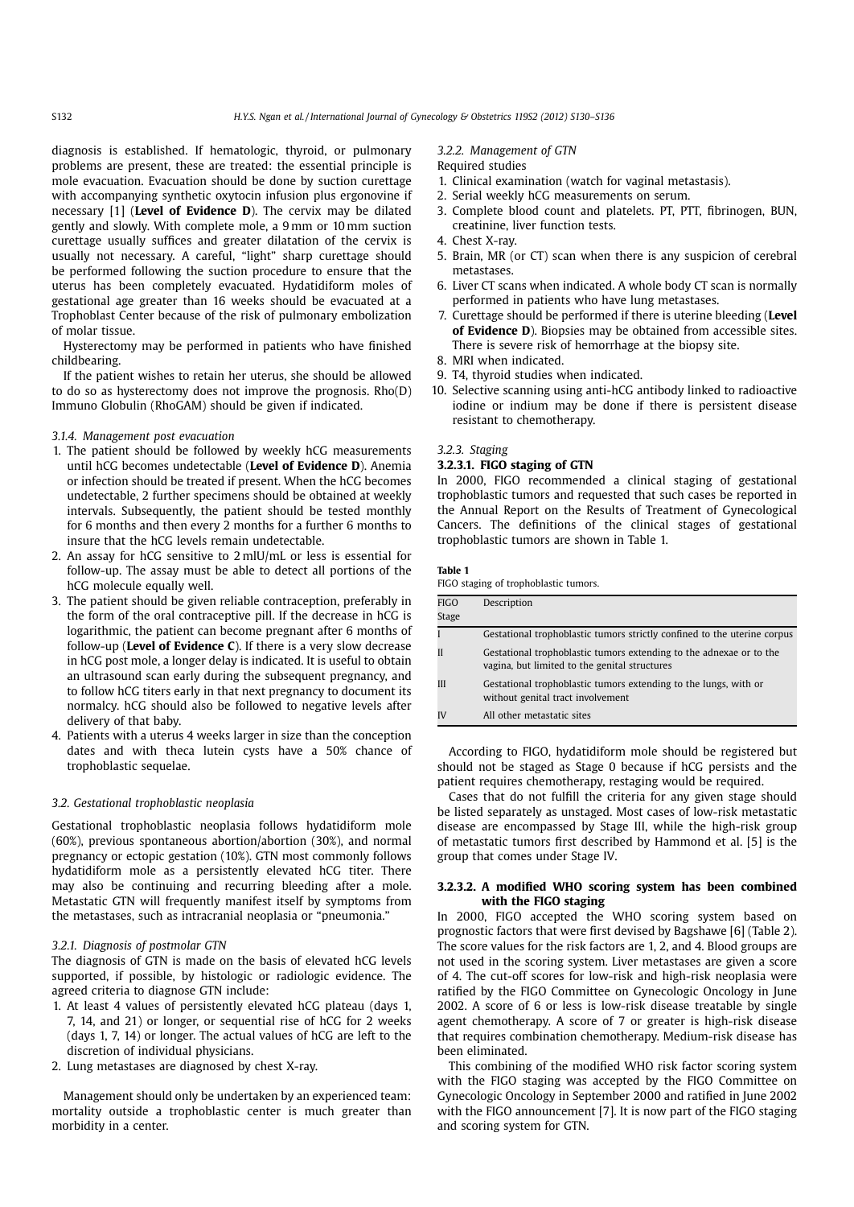diagnosis is established. If hematologic, thyroid, or pulmonary problems are present, these are treated: the essential principle is mole evacuation. Evacuation should be done by suction curettage with accompanying synthetic oxytocin infusion plus ergonovine if necessary [1] (**Level of Evidence D**). The cervix may be dilated gently and slowly. With complete mole, a 9 mm or 10 mm suction curettage usually suffices and greater dilatation of the cervix is usually not necessary. A careful, "light" sharp curettage should be performed following the suction procedure to ensure that the uterus has been completely evacuated. Hydatidiform moles of gestational age greater than 16 weeks should be evacuated at a Trophoblast Center because of the risk of pulmonary embolization of molar tissue.

Hysterectomy may be performed in patients who have finished childbearing.

If the patient wishes to retain her uterus, she should be allowed to do so as hysterectomy does not improve the prognosis. Rho(D) Immuno Globulin (RhoGAM) should be given if indicated.

*3.1.4. Management post evacuation*

1. The patient should be followed by weekly hCG measurements until hCG becomes undetectable (**Level of Evidence D**). Anemia or infection should be treated if present. When the hCG becomes undetectable, 2 further specimens should be obtained at weekly intervals. Subsequently, the patient should be tested monthly for 6 months and then every 2 months for a further 6 months to insure that the hCG levels remain undetectable.
2. An assay for hCG sensitive to 2 mIU/mL or less is essential for follow-up. The assay must be able to detect all portions of the hCG molecule equally well.
3. The patient should be given reliable contraception, preferably in the form of the oral contraceptive pill. If the decrease in hCG is logarithmic, the patient can become pregnant after 6 months of follow-up (**Level of Evidence C**). If there is a very slow decrease in hCG post mole, a longer delay is indicated. It is useful to obtain an ultrasound scan early during the subsequent pregnancy, and to follow hCG titers early in that next pregnancy to document its normalcy. hCG should also be followed to negative levels after delivery of that baby.
4. Patients with a uterus 4 weeks larger in size than the conception dates and with theca lutein cysts have a 50% chance of trophoblastic sequelae.

*3.2. Gestational trophoblastic neoplasia*

Gestational trophoblastic neoplasia follows hydatidiform mole (60%), previous spontaneous abortion/abortion (30%), and normal pregnancy or ectopic gestation (10%). GTN most commonly follows hydatidiform mole as a persistently elevated hCG titer. There may also be continuing and recurring bleeding after a mole. Metastatic GTN will frequently manifest itself by symptoms from the metastases, such as intracranial neoplasia or "pneumonia."

*3.2.1. Diagnosis of postmolar GTN*

The diagnosis of GTN is made on the basis of elevated hCG levels supported, if possible, by histologic or radiologic evidence. The agreed criteria to diagnose GTN include:

1. At least 4 values of persistently elevated hCG plateau (days 1, 7, 14, and 21) or longer, or sequential rise of hCG for 2 weeks (days 1, 7, 14) or longer. The actual values of hCG are left to the discretion of individual physicians.
2. Lung metastases are diagnosed by chest X-ray.

Management should only be undertaken by an experienced team: mortality outside a trophoblastic center is much greater than morbidity in a center.

*3.2.2. Management of GTN*

Required studies

1. Clinical examination (watch for vaginal metastasis).
2. Serial weekly hCG measurements on serum.
3. Complete blood count and platelets. PT, PTT, fibrinogen, BUN, creatinine, liver function tests.
4. Chest X-ray.
5. Brain, MR (or CT) scan when there is any suspicion of cerebral metastases.
6. Liver CT scans when indicated. A whole body CT scan is normally performed in patients who have lung metastases.
7. Curettage should be performed if there is uterine bleeding (**Level of Evidence D**). Biopsies may be obtained from accessible sites. There is severe risk of hemorrhage at the biopsy site.
8. MRI when indicated.
9. T4, thyroid studies when indicated.
10. Selective scanning using anti-hCG antibody linked to radioactive iodine or indium may be done if there is persistent disease resistant to chemotherapy.

*3.2.3. Staging*

**3.2.3.1. FIGO staging of GTN**

In 2000, FIGO recommended a clinical staging of gestational trophoblastic tumors and requested that such cases be reported in the Annual Report on the Results of Treatment of Gynecological Cancers. The definitions of the clinical stages of gestational trophoblastic tumors are shown in Table 1.

**Table 1**
FIGO staging of trophoblastic tumors.

| FIGO Stage | Description |
|---|---|
| I | Gestational trophoblastic tumors strictly confined to the uterine corpus |
| II | Gestational trophoblastic tumors extending to the adnexae or to the vagina, but limited to the genital structures |
| III | Gestational trophoblastic tumors extending to the lungs, with or without genital tract involvement |
| IV | All other metastatic sites |

According to FIGO, hydatidiform mole should be registered but should not be staged as Stage 0 because if hCG persists and the patient requires chemotherapy, restaging would be required.

Cases that do not fulfill the criteria for any given stage should be listed separately as unstaged. Most cases of low-risk metastatic disease are encompassed by Stage III, while the high-risk group of metastatic tumors first described by Hammond et al. [5] is the group that comes under Stage IV.

**3.2.3.2. A modified WHO scoring system has been combined with the FIGO staging**

In 2000, FIGO accepted the WHO scoring system based on prognostic factors that were first devised by Bagshawe [6] (Table 2). The score values for the risk factors are 1, 2, and 4. Blood groups are not used in the scoring system. Liver metastases are given a score of 4. The cut-off scores for low-risk and high-risk neoplasia were ratified by the FIGO Committee on Gynecologic Oncology in June 2002. A score of 6 or less is low-risk disease treatable by single agent chemotherapy. A score of 7 or greater is high-risk disease that requires combination chemotherapy. Medium-risk disease has been eliminated.

This combining of the modified WHO risk factor scoring system with the FIGO staging was accepted by the FIGO Committee on Gynecologic Oncology in September 2000 and ratified in June 2002 with the FIGO announcement [7]. It is now part of the FIGO staging and scoring system for GTN.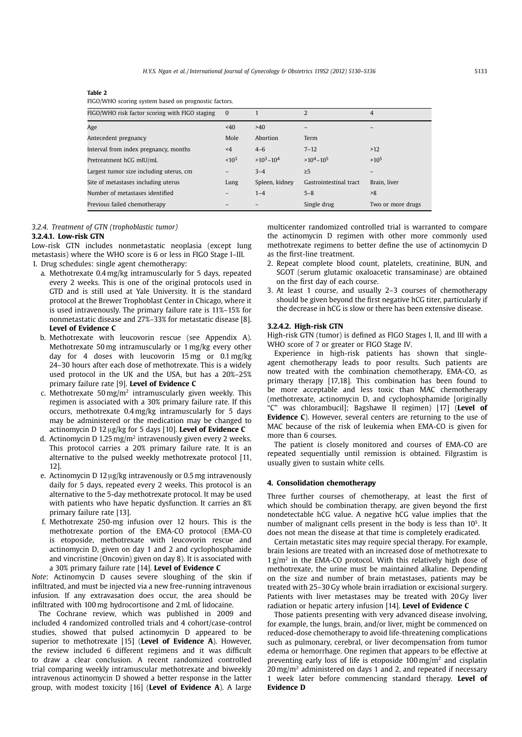**Table 2**
FIGO/WHO scoring system based on prognostic factors.

| FIGO/WHO risk factor scoring with FIGO staging | 0 | 1 | 2 | 4 |
|---|---|---|---|---|
| Age | <40 | >40 | – | – |
| Antecedent pregnancy | Mole | Abortion | Term | |
| Interval from index pregnancy, months | <4 | 4–6 | 7–12 | >12 |
| Pretreatment hCG mIU/mL | $<10^3$ | $>10^3–10^4$ | $>10^4–10^5$ | $>10^5$ |
| Largest tumor size including uterus, cm | – | 3–4 | ≥5 | – |
| Site of metastases including uterus | Lung | Spleen, kidney | Gastrointestinal tract | Brain, liver |
| Number of metastases identified | – | 1–4 | 5–8 | >8 |
| Previous failed chemotherapy | – | – | Single drug | Two or more drugs |

*3.2.4. Treatment of GTN (trophoblastic tumor)*

**3.2.4.1. Low-risk GTN**

Low-risk GTN includes nonmetastatic neoplasia (except lung metastasis) where the WHO score is 6 or less in FIGO Stage I–III.

1. Drug schedules: single agent chemotherapy:
   a. Methotrexate 0.4 mg/kg intramuscularly for 5 days, repeated every 2 weeks. This is one of the original protocols used in GTD and is still used at Yale University. It is the standard protocol at the Brewer Trophoblast Center in Chicago, where it is used intravenously. The primary failure rate is 11%–15% for nonmetastatic disease and 27%–33% for metastatic disease [8]. **Level of Evidence C**
   b. Methotrexate with leucovorin rescue (see Appendix A). Methotrexate 50 mg intramuscularly or 1 mg/kg every other day for 4 doses with leucovorin 15 mg or 0.1 mg/kg 24–30 hours after each dose of methotrexate. This is a widely used protocol in the UK and the USA, but has a 20%–25% primary failure rate [9]. **Level of Evidence C**
   c. Methotrexate 50 mg/m² intramuscularly given weekly. This regimen is associated with a 30% primary failure rate. If this occurs, methotrexate 0.4 mg/kg intramuscularly for 5 days may be administered or the medication may be changed to actinomycin D 12 μg/kg for 5 days [10]. **Level of Evidence C**
   d. Actinomycin D 1.25 mg/m² intravenously given every 2 weeks. This protocol carries a 20% primary failure rate. It is an alternative to the pulsed weekly methotrexate protocol [11, 12].
   e. Actinomycin D 12 μg/kg intravenously or 0.5 mg intravenously daily for 5 days, repeated every 2 weeks. This protocol is an alternative to the 5-day methotrexate protocol. It may be used with patients who have hepatic dysfunction. It carries an 8% primary failure rate [13].
   f. Methotrexate 250-mg infusion over 12 hours. This is the methotrexate portion of the EMA-CO protocol (EMA-CO is etoposide, methotrexate with leucovorin rescue and actinomycin D, given on day 1 and 2 and cyclophosphamide and vincristine (Oncovin) given on day 8). It is associated with a 30% primary failure rate [14]. **Level of Evidence C**

*Note*: Actinomycin D causes severe sloughing of the skin if infiltrated, and must be injected via a new free-running intravenous infusion. If any extravasation does occur, the area should be infiltrated with 100 mg hydrocortisone and 2 mL of lidocaine.

The Cochrane review, which was published in 2009 and included 4 randomized controlled trials and 4 cohort/case-control studies, showed that pulsed actinomycin D appeared to be superior to methotrexate [15] (**Level of Evidence A**). However, the review included 6 different regimens and it was difficult to draw a clear conclusion. A recent randomized controlled trial comparing weekly intramuscular methotrexate and biweekly intravenous actinomycin D showed a better response in the latter group, with modest toxicity [16] (**Level of Evidence A**). A large multicenter randomized controlled trial is warranted to compare the actinomycin D regimen with other more commonly used methotrexate regimens to better define the use of actinomycin D as the first-line treatment.

2. Repeat complete blood count, platelets, creatinine, BUN, and SGOT (serum glutamic oxaloacetic transaminase) are obtained on the first day of each course.
3. At least 1 course, and usually 2–3 courses of chemotherapy should be given beyond the first negative hCG titer, particularly if the decrease in hCG is slow or there has been extensive disease.

**3.2.4.2. High-risk GTN**

High-risk GTN (tumor) is defined as FIGO Stages I, II, and III with a WHO score of 7 or greater or FIGO Stage IV.

Experience in high-risk patients has shown that single-agent chemotherapy leads to poor results. Such patients are now treated with the combination chemotherapy, EMA-CO, as primary therapy [17,18]. This combination has been found to be more acceptable and less toxic than MAC chemotherapy (methotrexate, actinomycin D, and cyclophosphamide [originally "C" was chlorambucil]; Bagshawe II regimen) [17] (**Level of Evidence C**). However, several centers are returning to the use of MAC because of the risk of leukemia when EMA-CO is given for more than 6 courses.

The patient is closely monitored and courses of EMA-CO are repeated sequentially until remission is obtained. Filgrastim is usually given to sustain white cells.

## 4. Consolidation chemotherapy

Three further courses of chemotherapy, at least the first of which should be combination therapy, are given beyond the first nondetectable hCG value. A negative hCG value implies that the number of malignant cells present in the body is less than $10^5$. It does not mean the disease at that time is completely eradicated.

Certain metastatic sites may require special therapy. For example, brain lesions are treated with an increased dose of methotrexate to 1 g/m² in the EMA-CO protocol. With this relatively high dose of methotrexate, the urine must be maintained alkaline. Depending on the size and number of brain metastases, patients may be treated with 25–30 Gy whole brain irradiation or excisional surgery. Patients with liver metastases may be treated with 20 Gy liver radiation or hepatic artery infusion [14]. **Level of Evidence C**

Those patients presenting with very advanced disease involving, for example, the lungs, brain, and/or liver, might be commenced on reduced-dose chemotherapy to avoid life-threatening complications such as pulmonary, cerebral, or liver decompensation from tumor edema or hemorrhage. One regimen that appears to be effective at preventing early loss of life is etoposide 100 mg/m² and cisplatin 20 mg/m² administered on days 1 and 2, and repeated if necessary 1 week later before commencing standard therapy. **Level of Evidence D**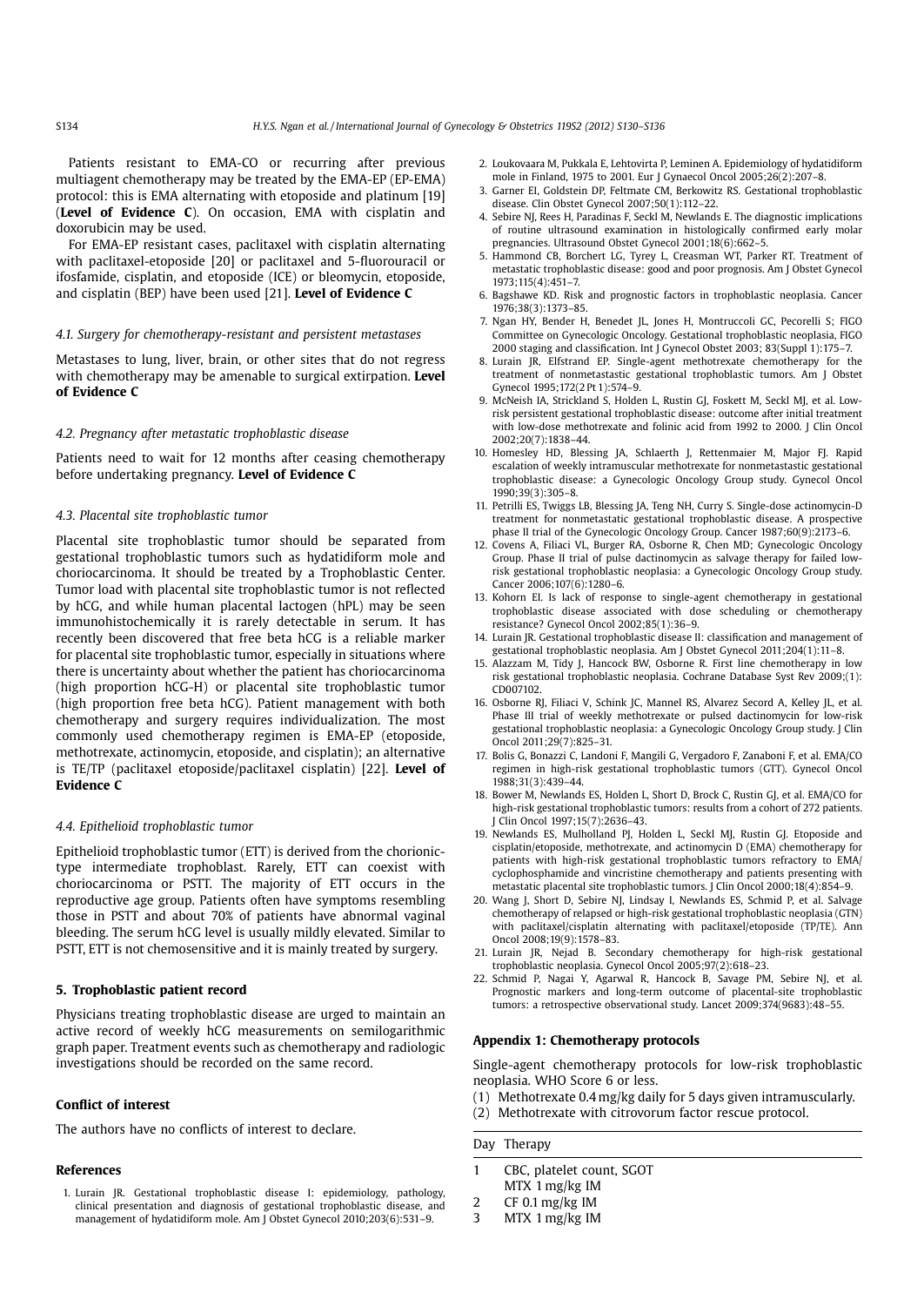Patients resistant to EMA-CO or recurring after previous multiagent chemotherapy may be treated by the EMA-EP (EP-EMA) protocol: this is EMA alternating with etoposide and platinum [19] (**Level of Evidence C**). On occasion, EMA with cisplatin and doxorubicin may be used.

For EMA-EP resistant cases, paclitaxel with cisplatin alternating with paclitaxel-etoposide [20] or paclitaxel and 5-fluorouracil or ifosfamide, cisplatin, and etoposide (ICE) or bleomycin, etoposide, and cisplatin (BEP) have been used [21]. **Level of Evidence C**

### *4.1. Surgery for chemotherapy-resistant and persistent metastases*

Metastases to lung, liver, brain, or other sites that do not regress with chemotherapy may be amenable to surgical extirpation. **Level of Evidence C**

### *4.2. Pregnancy after metastatic trophoblastic disease*

Patients need to wait for 12 months after ceasing chemotherapy before undertaking pregnancy. **Level of Evidence C**

### *4.3. Placental site trophoblastic tumor*

Placental site trophoblastic tumor should be separated from gestational trophoblastic tumors such as hydatidiform mole and choriocarcinoma. It should be treated by a Trophoblastic Center. Tumor load with placental site trophoblastic tumor is not reflected by hCG, and while human placental lactogen (hPL) may be seen immunohistochemically it is rarely detectable in serum. It has recently been discovered that free beta hCG is a reliable marker for placental site trophoblastic tumor, especially in situations where there is uncertainty about whether the patient has choriocarcinoma (high proportion hCG-H) or placental site trophoblastic tumor (high proportion free beta hCG). Patient management with both chemotherapy and surgery requires individualization. The most commonly used chemotherapy regimen is EMA-EP (etoposide, methotrexate, actinomycin, etoposide, and cisplatin); an alternative is TE/TP (paclitaxel etoposide/paclitaxel cisplatin) [22]. **Level of Evidence C**

### *4.4. Epithelioid trophoblastic tumor*

Epithelioid trophoblastic tumor (ETT) is derived from the chorionic-type intermediate trophoblast. Rarely, ETT can coexist with choriocarcinoma or PSTT. The majority of ETT occurs in the reproductive age group. Patients often have symptoms resembling those in PSTT and about 70% of patients have abnormal vaginal bleeding. The serum hCG level is usually mildly elevated. Similar to PSTT, ETT is not chemosensitive and it is mainly treated by surgery.

## 5. Trophoblastic patient record

Physicians treating trophoblastic disease are urged to maintain an active record of weekly hCG measurements on semilogarithmic graph paper. Treatment events such as chemotherapy and radiologic investigations should be recorded on the same record.

## Conflict of interest

The authors have no conflicts of interest to declare.

## References

1. Lurain JR. Gestational trophoblastic disease I: epidemiology, pathology, clinical presentation and diagnosis of gestational trophoblastic disease, and management of hydatidiform mole. Am J Obstet Gynecol 2010;203(6):531–9.
2. Loukovaara M, Pukkala E, Lehtovirta P, Leminen A. Epidemiology of hydatidiform mole in Finland, 1975 to 2001. Eur J Gynaecol Oncol 2005;26(2):207–8.
3. Garner EI, Goldstein DP, Feltmate CM, Berkowitz RS. Gestational trophoblastic disease. Clin Obstet Gynecol 2007;50(1):112–22.
4. Sebire NJ, Rees H, Paradinas F, Seckl M, Newlands E. The diagnostic implications of routine ultrasound examination in histologically confirmed early molar pregnancies. Ultrasound Obstet Gynecol 2001;18(6):662–5.
5. Hammond CB, Borchert LG, Tyrey L, Creasman WT, Parker RT. Treatment of metastatic trophoblastic disease: good and poor prognosis. Am J Obstet Gynecol 1973;115(4):451–7.
6. Bagshawe KD. Risk and prognostic factors in trophoblastic neoplasia. Cancer 1976;38(3):1373–85.
7. Ngan HY, Bender H, Benedet JL, Jones H, Montruccoli GC, Pecorelli S; FIGO Committee on Gynecologic Oncology. Gestational trophoblastic neoplasia, FIGO 2000 staging and classification. Int J Gynecol Obstet 2003; 83(Suppl 1):175–7.
8. Lurain JR, Elfstrand EP. Single-agent methotrexate chemotherapy for the treatment of nonmetastastic gestational trophoblastic tumors. Am J Obstet Gynecol 1995;172(2 Pt 1):574–9.
9. McNeish IA, Strickland S, Holden L, Rustin GJ, Foskett M, Seckl MJ, et al. Low-risk persistent gestational trophoblastic disease: outcome after initial treatment with low-dose methotrexate and folinic acid from 1992 to 2000. J Clin Oncol 2002;20(7):1838–44.
10. Homesley HD, Blessing JA, Schlaerth J, Rettenmaier M, Major FJ. Rapid escalation of weekly intramuscular methotrexate for nonmetastatic gestational trophoblastic disease: a Gynecologic Oncology Group study. Gynecol Oncol 1990;39(3):305–8.
11. Petrilli ES, Twiggs LB, Blessing JA, Teng NH, Curry S. Single-dose actinomycin-D treatment for nonmetastatic gestational trophoblastic disease. A prospective phase II trial of the Gynecologic Oncology Group. Cancer 1987;60(9):2173–6.
12. Covens A, Filiaci VL, Burger RA, Osborne R, Chen MD; Gynecologic Oncology Group. Phase II trial of pulse dactinomycin as salvage therapy for failed low-risk gestational trophoblastic neoplasia: a Gynecologic Oncology Group study. Cancer 2006;107(6):1280–6.
13. Kohorn EI. Is lack of response to single-agent chemotherapy in gestational trophoblastic disease associated with dose scheduling or chemotherapy resistance? Gynecol Oncol 2002;85(1):36–9.
14. Lurain JR. Gestational trophoblastic disease II: classification and management of gestational trophoblastic neoplasia. Am J Obstet Gynecol 2011;204(1):11–8.
15. Alazzam M, Tidy J, Hancock BW, Osborne R. First line chemotherapy in low risk gestational trophoblastic neoplasia. Cochrane Database Syst Rev 2009;(1): CD007102.
16. Osborne RJ, Filiaci V, Schink JC, Mannel RS, Alvarez Secord A, Kelley JL, et al. Phase III trial of weekly methotrexate or pulsed dactinomycin for low-risk gestational trophoblastic neoplasia: a Gynecologic Oncology Group study. J Clin Oncol 2011;29(7):825–31.
17. Bolis G, Bonazzi C, Landoni F, Mangili G, Vergadoro F, Zanaboni F, et al. EMA/CO regimen in high-risk gestational trophoblastic tumors (GTT). Gynecol Oncol 1988;31(3):439–44.
18. Bower M, Newlands ES, Holden L, Short D, Brock C, Rustin GJ, et al. EMA/CO for high-risk gestational trophoblastic tumors: results from a cohort of 272 patients. J Clin Oncol 1997;15(7):2636–43.
19. Newlands ES, Mulholland PJ, Holden L, Seckl MJ, Rustin GJ. Etoposide and cisplatin/etoposide, methotrexate, and actinomycin D (EMA) chemotherapy for patients with high-risk gestational trophoblastic tumors refractory to EMA/cyclophosphamide and vincristine chemotherapy and patients presenting with metastatic placental site trophoblastic tumors. J Clin Oncol 2000;18(4):854–9.
20. Wang J, Short D, Sebire NJ, Lindsay I, Newlands ES, Schmid P, et al. Salvage chemotherapy of relapsed or high-risk gestational trophoblastic neoplasia (GTN) with paclitaxel/cisplatin alternating with paclitaxel/etoposide (TP/TE). Ann Oncol 2008;19(9):1578–83.
21. Lurain JR, Nejad B. Secondary chemotherapy for high-risk gestational trophoblastic neoplasia. Gynecol Oncol 2005;97(2):618–23.
22. Schmid P, Nagai Y, Agarwal R, Hancock B, Savage PM, Sebire NJ, et al. Prognostic markers and long-term outcome of placental-site trophoblastic tumors: a retrospective observational study. Lancet 2009;374(9683):48–55.

## Appendix 1: Chemotherapy protocols

Single-agent chemotherapy protocols for low-risk trophoblastic neoplasia. WHO Score 6 or less.

(1) Methotrexate 0.4 mg/kg daily for 5 days given intramuscularly.
(2) Methotrexate with citrovorum factor rescue protocol.

| Day | Therapy |
|---|---|
| 1 | CBC, platelet count, SGOT<br>MTX 1 mg/kg IM |
| 2 | CF 0.1 mg/kg IM |
| 3 | MTX 1 mg/kg IM |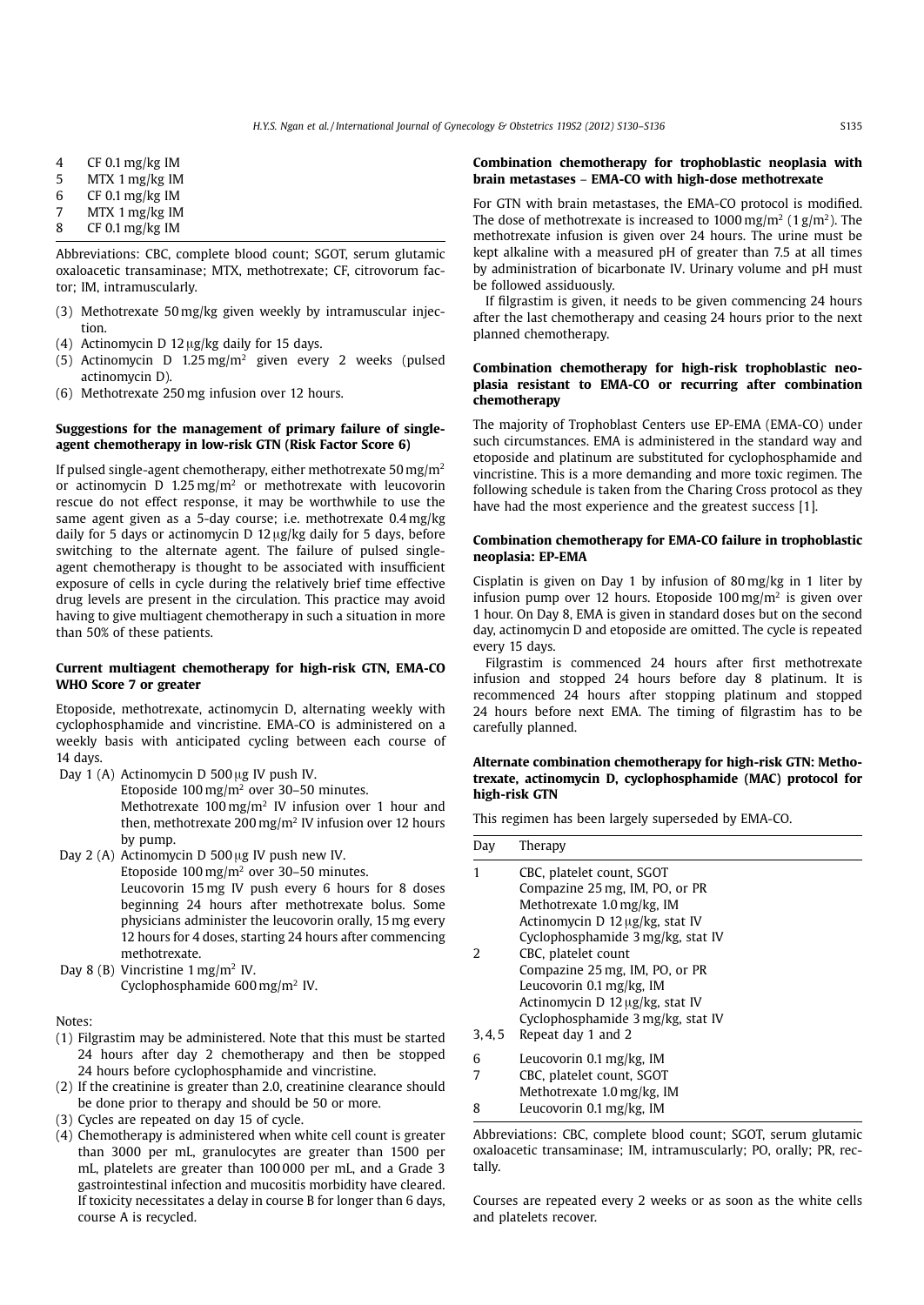| | |
|---|---|
| 4 | CF 0.1 mg/kg IM |
| 5 | MTX 1 mg/kg IM |
| 6 | CF 0.1 mg/kg IM |
| 7 | MTX 1 mg/kg IM |
| 8 | CF 0.1 mg/kg IM |

Abbreviations: CBC, complete blood count; SGOT, serum glutamic oxaloacetic transaminase; MTX, methotrexate; CF, citrovorum factor; IM, intramuscularly.

(3) Methotrexate 50 mg/kg given weekly by intramuscular injection.
(4) Actinomycin D 12 μg/kg daily for 15 days.
(5) Actinomycin D 1.25 mg/m$^2$ given every 2 weeks (pulsed actinomycin D).
(6) Methotrexate 250 mg infusion over 12 hours.

### Suggestions for the management of primary failure of single-agent chemotherapy in low-risk GTN (Risk Factor Score 6)

If pulsed single-agent chemotherapy, either methotrexate 50 mg/m$^2$ or actinomycin D 1.25 mg/m$^2$ or methotrexate with leucovorin rescue do not effect response, it may be worthwhile to use the same agent given as a 5-day course; i.e. methotrexate 0.4 mg/kg daily for 5 days or actinomycin D 12 μg/kg daily for 5 days, before switching to the alternate agent. The failure of pulsed single-agent chemotherapy is thought to be associated with insufficient exposure of cells in cycle during the relatively brief time effective drug levels are present in the circulation. This practice may avoid having to give multiagent chemotherapy in such a situation in more than 50% of these patients.

### Current multiagent chemotherapy for high-risk GTN, EMA-CO WHO Score 7 or greater

Etoposide, methotrexate, actinomycin D, alternating weekly with cyclophosphamide and vincristine. EMA-CO is administered on a weekly basis with anticipated cycling between each course of 14 days.

Day 1 (A) Actinomycin D 500 μg IV push IV.
Etoposide 100 mg/m$^2$ over 30–50 minutes.
Methotrexate 100 mg/m$^2$ IV infusion over 1 hour and then, methotrexate 200 mg/m$^2$ IV infusion over 12 hours by pump.

Day 2 (A) Actinomycin D 500 μg IV push new IV.
Etoposide 100 mg/m$^2$ over 30–50 minutes.
Leucovorin 15 mg IV push every 6 hours for 8 doses beginning 24 hours after methotrexate bolus. Some physicians administer the leucovorin orally, 15 mg every 12 hours for 4 doses, starting 24 hours after commencing methotrexate.

Day 8 (B) Vincristine 1 mg/m$^2$ IV.
Cyclophosphamide 600 mg/m$^2$ IV.

Notes:

(1) Filgrastim may be administered. Note that this must be started 24 hours after day 2 chemotherapy and then be stopped 24 hours before cyclophosphamide and vincristine.
(2) If the creatinine is greater than 2.0, creatinine clearance should be done prior to therapy and should be 50 or more.
(3) Cycles are repeated on day 15 of cycle.
(4) Chemotherapy is administered when white cell count is greater than 3000 per mL, granulocytes are greater than 1500 per mL, platelets are greater than 100 000 per mL, and a Grade 3 gastrointestinal infection and mucositis morbidity have cleared. If toxicity necessitates a delay in course B for longer than 6 days, course A is recycled.

### Combination chemotherapy for trophoblastic neoplasia with brain metastases – EMA-CO with high-dose methotrexate

For GTN with brain metastases, the EMA-CO protocol is modified. The dose of methotrexate is increased to 1000 mg/m$^2$ (1 g/m$^2$). The methotrexate infusion is given over 24 hours. The urine must be kept alkaline with a measured pH of greater than 7.5 at all times by administration of bicarbonate IV. Urinary volume and pH must be followed assiduously.

If filgrastim is given, it needs to be given commencing 24 hours after the last chemotherapy and ceasing 24 hours prior to the next planned chemotherapy.

### Combination chemotherapy for high-risk trophoblastic neoplasia resistant to EMA-CO or recurring after combination chemotherapy

The majority of Trophoblast Centers use EP-EMA (EMA-CO) under such circumstances. EMA is administered in the standard way and etoposide and platinum are substituted for cyclophosphamide and vincristine. This is a more demanding and more toxic regimen. The following schedule is taken from the Charing Cross protocol as they have had the most experience and the greatest success [1].

### Combination chemotherapy for EMA-CO failure in trophoblastic neoplasia: EP-EMA

Cisplatin is given on Day 1 by infusion of 80 mg/kg in 1 liter by infusion pump over 12 hours. Etoposide 100 mg/m$^2$ is given over 1 hour. On Day 8, EMA is given in standard doses but on the second day, actinomycin D and etoposide are omitted. The cycle is repeated every 15 days.

Filgrastim is commenced 24 hours after first methotrexate infusion and stopped 24 hours before day 8 platinum. It is recommenced 24 hours after stopping platinum and stopped 24 hours before next EMA. The timing of filgrastim has to be carefully planned.

### Alternate combination chemotherapy for high-risk GTN: Methotrexate, actinomycin D, cyclophosphamide (MAC) protocol for high-risk GTN

This regimen has been largely superseded by EMA-CO.

| Day | Therapy |
|---|---|
| 1 | CBC, platelet count, SGOT<br>Compazine 25 mg, IM, PO, or PR<br>Methotrexate 1.0 mg/kg, IM<br>Actinomycin D 12 μg/kg, stat IV<br>Cyclophosphamide 3 mg/kg, stat IV |
| 2 | CBC, platelet count<br>Compazine 25 mg, IM, PO, or PR<br>Leucovorin 0.1 mg/kg, IM<br>Actinomycin D 12 μg/kg, stat IV<br>Cyclophosphamide 3 mg/kg, stat IV |
| 3, 4, 5 | Repeat day 1 and 2 |
| 6 | Leucovorin 0.1 mg/kg, IM |
| 7 | CBC, platelet count, SGOT<br>Methotrexate 1.0 mg/kg, IM |
| 8 | Leucovorin 0.1 mg/kg, IM |

Abbreviations: CBC, complete blood count; SGOT, serum glutamic oxaloacetic transaminase; IM, intramuscularly; PO, orally; PR, rectally.

Courses are repeated every 2 weeks or as soon as the white cells and platelets recover.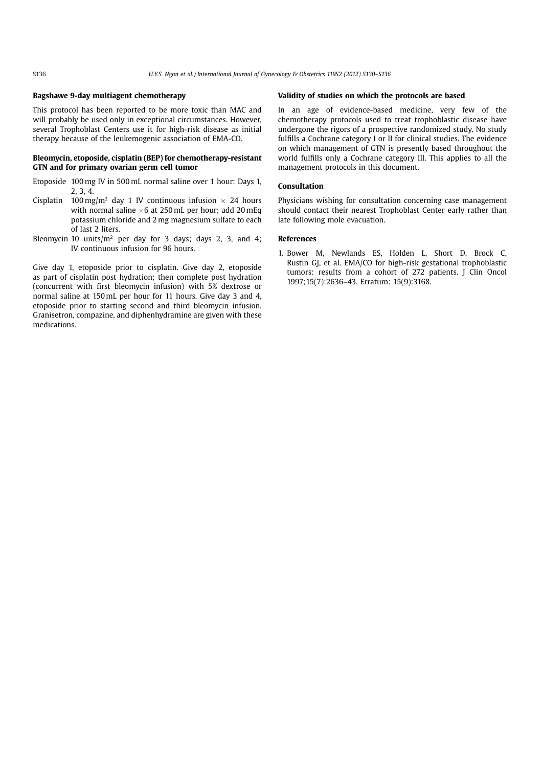### Bagshawe 9-day multiagent chemotherapy

This protocol has been reported to be more toxic than MAC and will probably be used only in exceptional circumstances. However, several Trophoblast Centers use it for high-risk disease as initial therapy because of the leukemogenic association of EMA-CO.

### Bleomycin, etoposide, cisplatin (BEP) for chemotherapy-resistant GTN and for primary ovarian germ cell tumor

Etoposide 100 mg IV in 500 mL normal saline over 1 hour: Days 1, 2, 3, 4.

Cisplatin 100 mg/m$^2$ day 1 IV continuous infusion $\times$ 24 hours with normal saline $\times$6 at 250 mL per hour; add 20 mEq potassium chloride and 2 mg magnesium sulfate to each of last 2 liters.

Bleomycin 10 units/m$^2$ per day for 3 days; days 2, 3, and 4; IV continuous infusion for 96 hours.

Give day 1, etoposide prior to cisplatin. Give day 2, etoposide as part of cisplatin post hydration; then complete post hydration (concurrent with first bleomycin infusion) with 5% dextrose or normal saline at 150 mL per hour for 11 hours. Give day 3 and 4, etoposide prior to starting second and third bleomycin infusion. Granisetron, compazine, and diphenhydramine are given with these medications.

### Validity of studies on which the protocols are based

In an age of evidence-based medicine, very few of the chemotherapy protocols used to treat trophoblastic disease have undergone the rigors of a prospective randomized study. No study fulfills a Cochrane category I or II for clinical studies. The evidence on which management of GTN is presently based throughout the world fulfills only a Cochrane category III. This applies to all the management protocols in this document.

### Consultation

Physicians wishing for consultation concerning case management should contact their nearest Trophoblast Center early rather than late following mole evacuation.

### References

1. Bower M, Newlands ES, Holden L, Short D, Brock C, Rustin GJ, et al. EMA/CO for high-risk gestational trophoblastic tumors: results from a cohort of 272 patients. J Clin Oncol 1997;15(7):2636–43. Erratum: 15(9):3168.